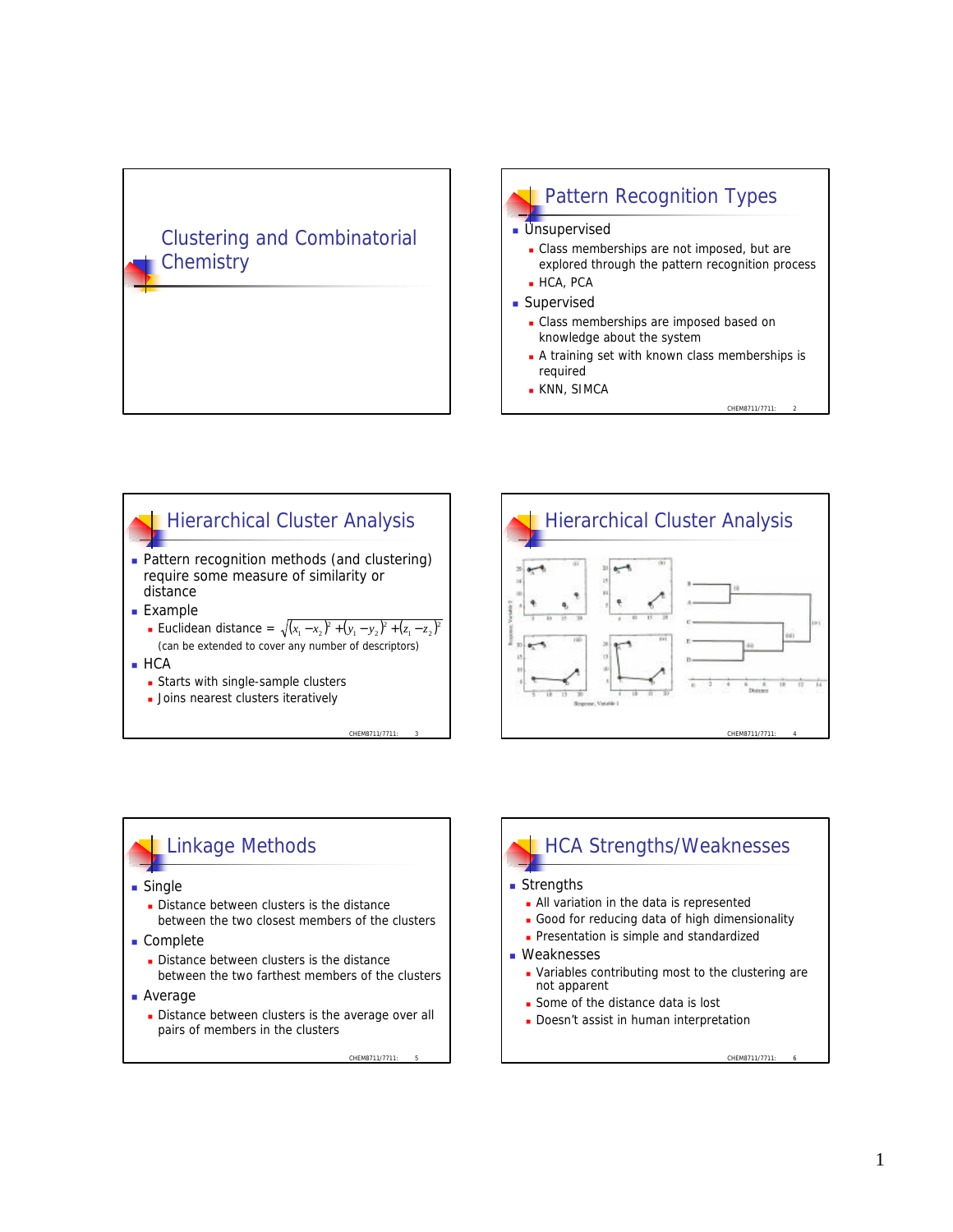# Clustering and Combinatorial Chemistry

## Pattern Recognition Types

- Unsupervised
  - Class memberships are not imposed, but are explored through the pattern recognition process
  - HCA, PCA
- Supervised
  - Class memberships are imposed based on knowledge about the system
  - A training set with known class memberships is required
  - KNN, SIMCA

## Hierarchical Cluster Analysis

- Pattern recognition methods (and clustering) require some measure of similarity or distance
- Example
  - Euclidean distance = $\sqrt{(x_1 - x_2)^2 + (y_1 - y_2)^2 + (z_1 - z_2)^2}$

    (can be extended to cover any number of descriptors)
- HCA
  - Starts with single-sample clusters
  - Joins nearest clusters iteratively

## Hierarchical Cluster Analysis

## Linkage Methods

- Single
  - Distance between clusters is the distance between the two closest members of the clusters
- Complete
  - Distance between clusters is the distance between the two farthest members of the clusters
- Average
  - Distance between clusters is the average over all pairs of members in the clusters

## HCA Strengths/Weaknesses

- Strengths
  - All variation in the data is represented
  - Good for reducing data of high dimensionality
  - Presentation is simple and standardized
- Weaknesses
  - Variables contributing most to the clustering are not apparent
  - Some of the distance data is lost
  - Doesn't assist in human interpretation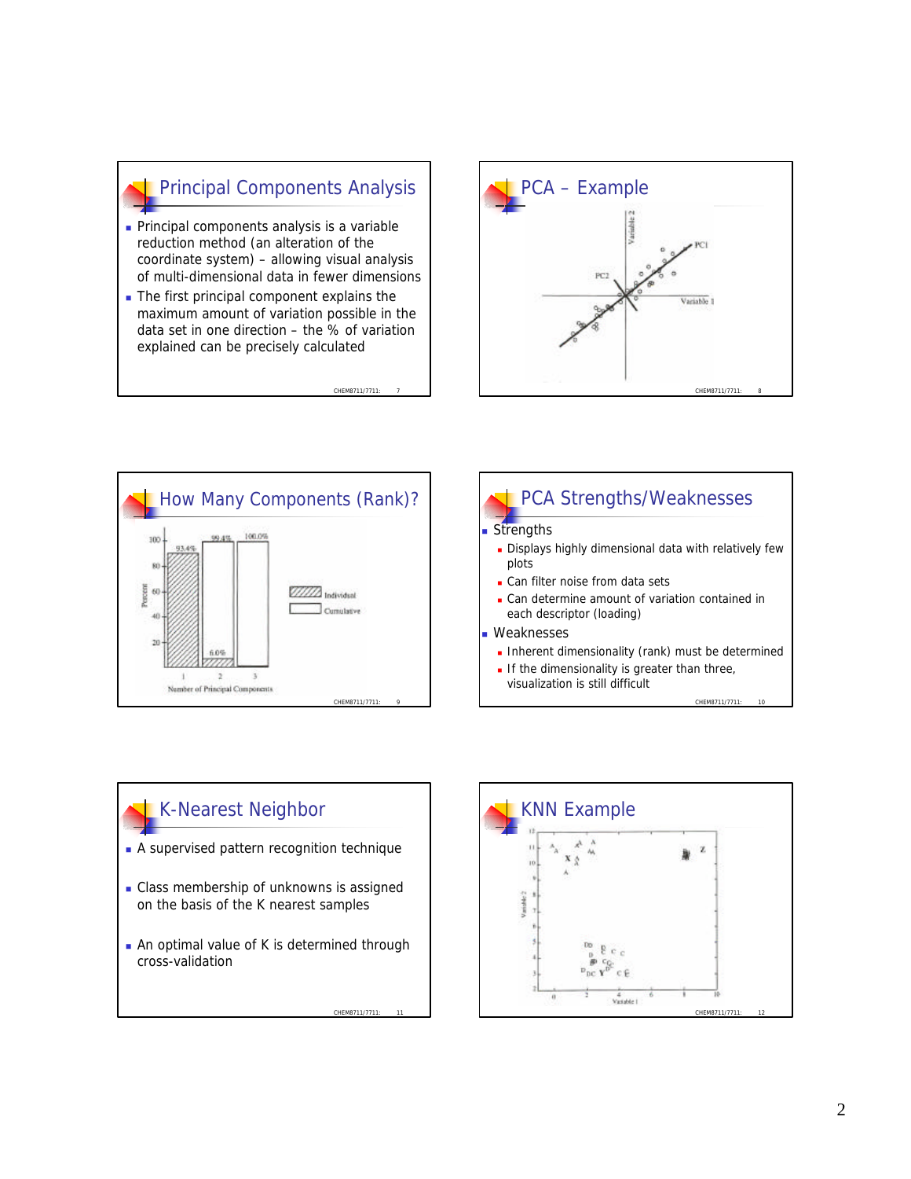## Principal Components Analysis

- Principal components analysis is a variable reduction method (an alteration of the coordinate system) – allowing visual analysis of multi-dimensional data in fewer dimensions
- The first principal component explains the maximum amount of variation possible in the data set in one direction – the % of variation explained can be precisely calculated

## PCA – Example

## How Many Components (Rank)?

## PCA Strengths/Weaknesses

- Strengths
  - Displays highly dimensional data with relatively few plots
  - Can filter noise from data sets
  - Can determine amount of variation contained in each descriptor (loading)
- Weaknesses
  - Inherent dimensionality (rank) must be determined
  - If the dimensionality is greater than three, visualization is still difficult

## K-Nearest Neighbor

- A supervised pattern recognition technique
- Class membership of unknowns is assigned on the basis of the K nearest samples
- An optimal value of K is determined through cross-validation

## KNN Example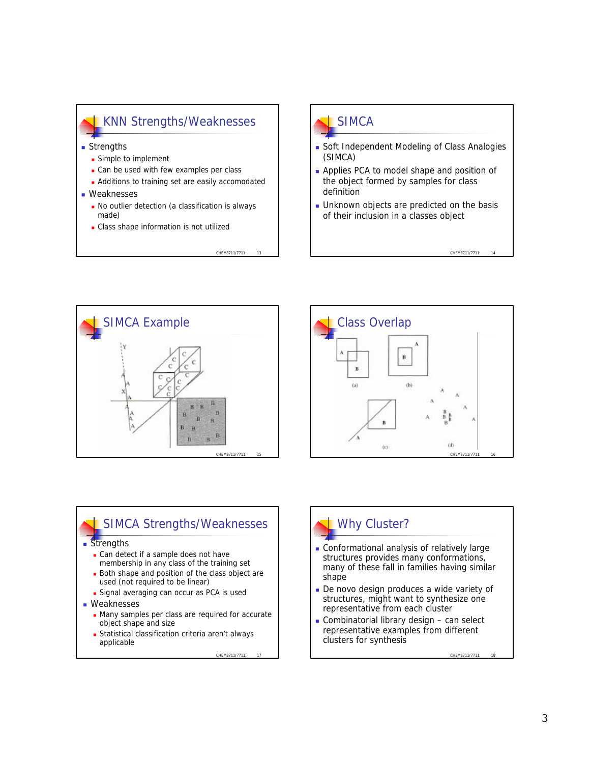## KNN Strengths/Weaknesses

- Strengths
  - Simple to implement
  - Can be used with few examples per class
  - Additions to training set are easily accomodated
- Weaknesses
  - No outlier detection (a classification is always made)
  - Class shape information is not utilized

## SIMCA

- Soft Independent Modeling of Class Analogies (SIMCA)
- Applies PCA to model shape and position of the object formed by samples for class definition
- Unknown objects are predicted on the basis of their inclusion in a classes object

## SIMCA Example

## Class Overlap

## SIMCA Strengths/Weaknesses

- Strengths
  - Can detect if a sample does not have membership in any class of the training set
  - Both shape and position of the class object are used (not required to be linear)
  - Signal averaging can occur as PCA is used
- Weaknesses
  - Many samples per class are required for accurate object shape and size
  - Statistical classification criteria aren't always applicable

## Why Cluster?

- Conformational analysis of relatively large structures provides many conformations, many of these fall in families having similar shape
- De novo design produces a wide variety of structures, might want to synthesize one representative from each cluster
- Combinatorial library design – can select representative examples from different clusters for synthesis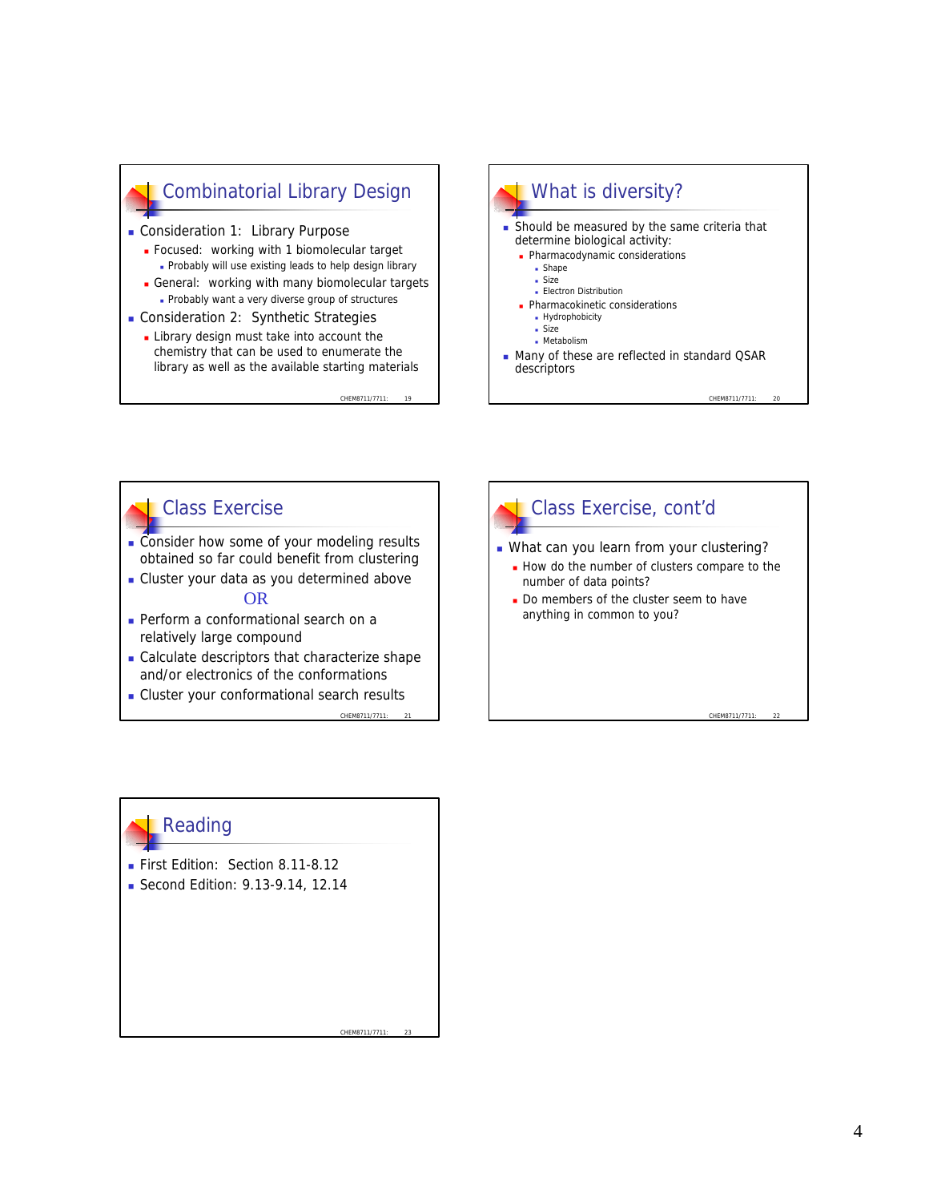## Combinatorial Library Design

- Consideration 1: Library Purpose
  - Focused: working with 1 biomolecular target
    - Probably will use existing leads to help design library
  - General: working with many biomolecular targets
    - Probably want a very diverse group of structures
- Consideration 2: Synthetic Strategies
  - Library design must take into account the chemistry that can be used to enumerate the library as well as the available starting materials

## What is diversity?

- Should be measured by the same criteria that determine biological activity:
  - Pharmacodynamic considerations
    - Shape
    - Size
    - Electron Distribution
  - Pharmacokinetic considerations
    - Hydrophobicity
    - Size
    - Metabolism
- Many of these are reflected in standard QSAR descriptors

## Class Exercise

- Consider how some of your modeling results obtained so far could benefit from clustering
- Cluster your data as you determined above

OR

- Perform a conformational search on a relatively large compound
- Calculate descriptors that characterize shape and/or electronics of the conformations
- Cluster your conformational search results

## Class Exercise, cont'd

- What can you learn from your clustering?
  - How do the number of clusters compare to the number of data points?
  - Do members of the cluster seem to have anything in common to you?

## Reading

- First Edition: Section 8.11-8.12
- Second Edition: 9.13-9.14, 12.14